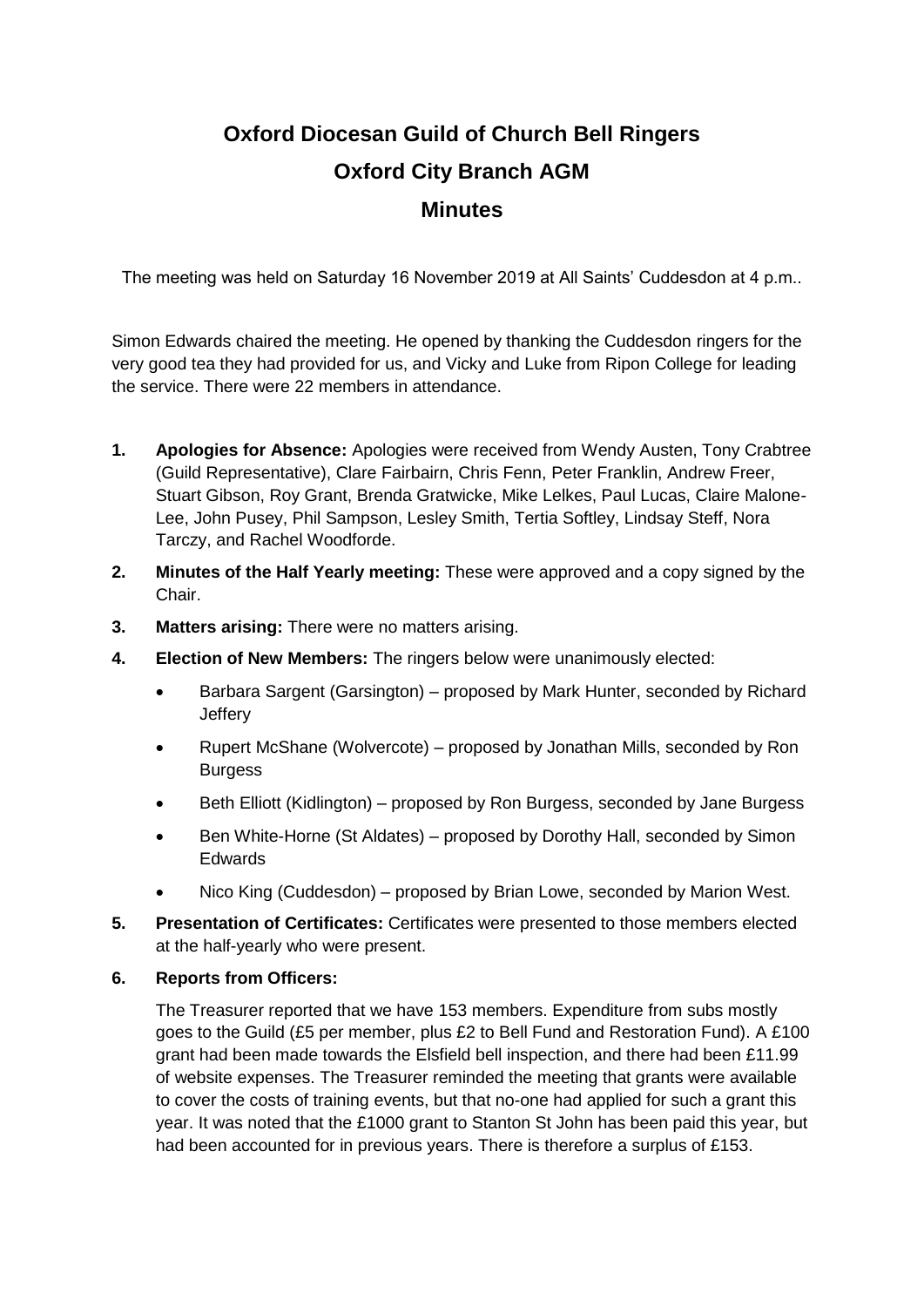# Oxford Diocesan Guild of Church Bell Ringers

# Oxford City Branch AGM

# Minutes

The meeting was held on Saturday 16 November 2019 at All Saints' Cuddesdon at 4 p.m..

Simon Edwards chaired the meeting. He opened by thanking the Cuddesdon ringers for the very good tea they had provided for us, and Vicky and Luke from Ripon College for leading the service. There were 22 members in attendance.

1. **Apologies for Absence:** Apologies were received from Wendy Austen, Tony Crabtree (Guild Representative), Clare Fairbairn, Chris Fenn, Peter Franklin, Andrew Freer, Stuart Gibson, Roy Grant, Brenda Gratwicke, Mike Lelkes, Paul Lucas, Claire Malone-Lee, John Pusey, Phil Sampson, Lesley Smith, Tertia Softley, Lindsay Steff, Nora Tarczy, and Rachel Woodforde.
2. **Minutes of the Half Yearly meeting:** These were approved and a copy signed by the Chair.
3. **Matters arising:** There were no matters arising.
4. **Election of New Members:** The ringers below were unanimously elected:
    - Barbara Sargent (Garsington) – proposed by Mark Hunter, seconded by Richard Jeffery
    - Rupert McShane (Wolvercote) – proposed by Jonathan Mills, seconded by Ron Burgess
    - Beth Elliott (Kidlington) – proposed by Ron Burgess, seconded by Jane Burgess
    - Ben White-Horne (St Aldates) – proposed by Dorothy Hall, seconded by Simon Edwards
    - Nico King (Cuddesdon) – proposed by Brian Lowe, seconded by Marion West.
5. **Presentation of Certificates:** Certificates were presented to those members elected at the half-yearly who were present.
6. **Reports from Officers:**

   The Treasurer reported that we have 153 members. Expenditure from subs mostly goes to the Guild (£5 per member, plus £2 to Bell Fund and Restoration Fund). A £100 grant had been made towards the Elsfield bell inspection, and there had been £11.99 of website expenses. The Treasurer reminded the meeting that grants were available to cover the costs of training events, but that no-one had applied for such a grant this year. It was noted that the £1000 grant to Stanton St John has been paid this year, but had been accounted for in previous years. There is therefore a surplus of £153.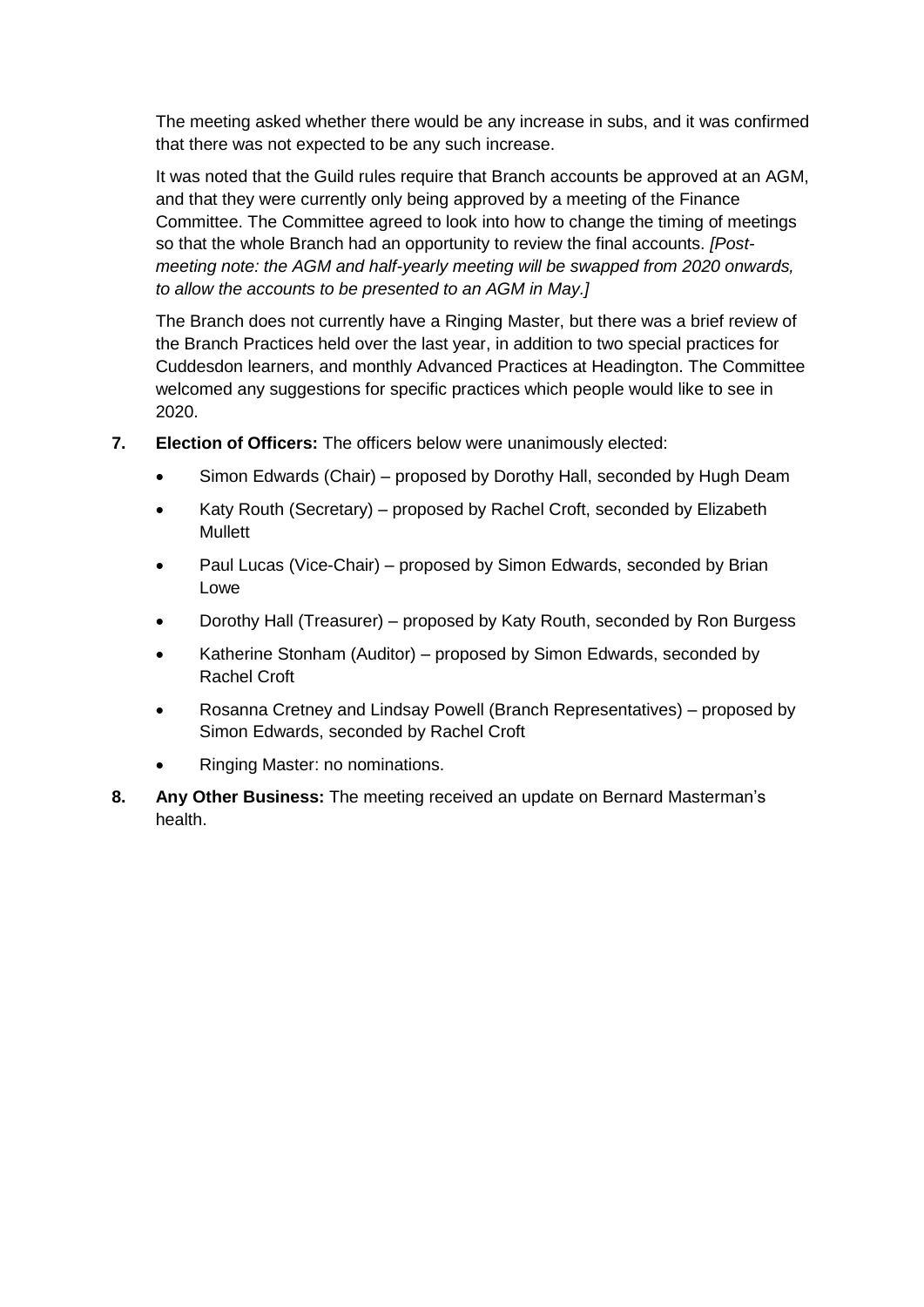The meeting asked whether there would be any increase in subs, and it was confirmed that there was not expected to be any such increase.

It was noted that the Guild rules require that Branch accounts be approved at an AGM, and that they were currently only being approved by a meeting of the Finance Committee. The Committee agreed to look into how to change the timing of meetings so that the whole Branch had an opportunity to review the final accounts. *[Post-meeting note: the AGM and half-yearly meeting will be swapped from 2020 onwards, to allow the accounts to be presented to an AGM in May.]*

The Branch does not currently have a Ringing Master, but there was a brief review of the Branch Practices held over the last year, in addition to two special practices for Cuddesdon learners, and monthly Advanced Practices at Headington. The Committee welcomed any suggestions for specific practices which people would like to see in 2020.

**7. Election of Officers:** The officers below were unanimously elected:

- Simon Edwards (Chair) – proposed by Dorothy Hall, seconded by Hugh Deam
- Katy Routh (Secretary) – proposed by Rachel Croft, seconded by Elizabeth Mullett
- Paul Lucas (Vice-Chair) – proposed by Simon Edwards, seconded by Brian Lowe
- Dorothy Hall (Treasurer) – proposed by Katy Routh, seconded by Ron Burgess
- Katherine Stonham (Auditor) – proposed by Simon Edwards, seconded by Rachel Croft
- Rosanna Cretney and Lindsay Powell (Branch Representatives) – proposed by Simon Edwards, seconded by Rachel Croft
- Ringing Master: no nominations.

**8. Any Other Business:** The meeting received an update on Bernard Masterman's health.